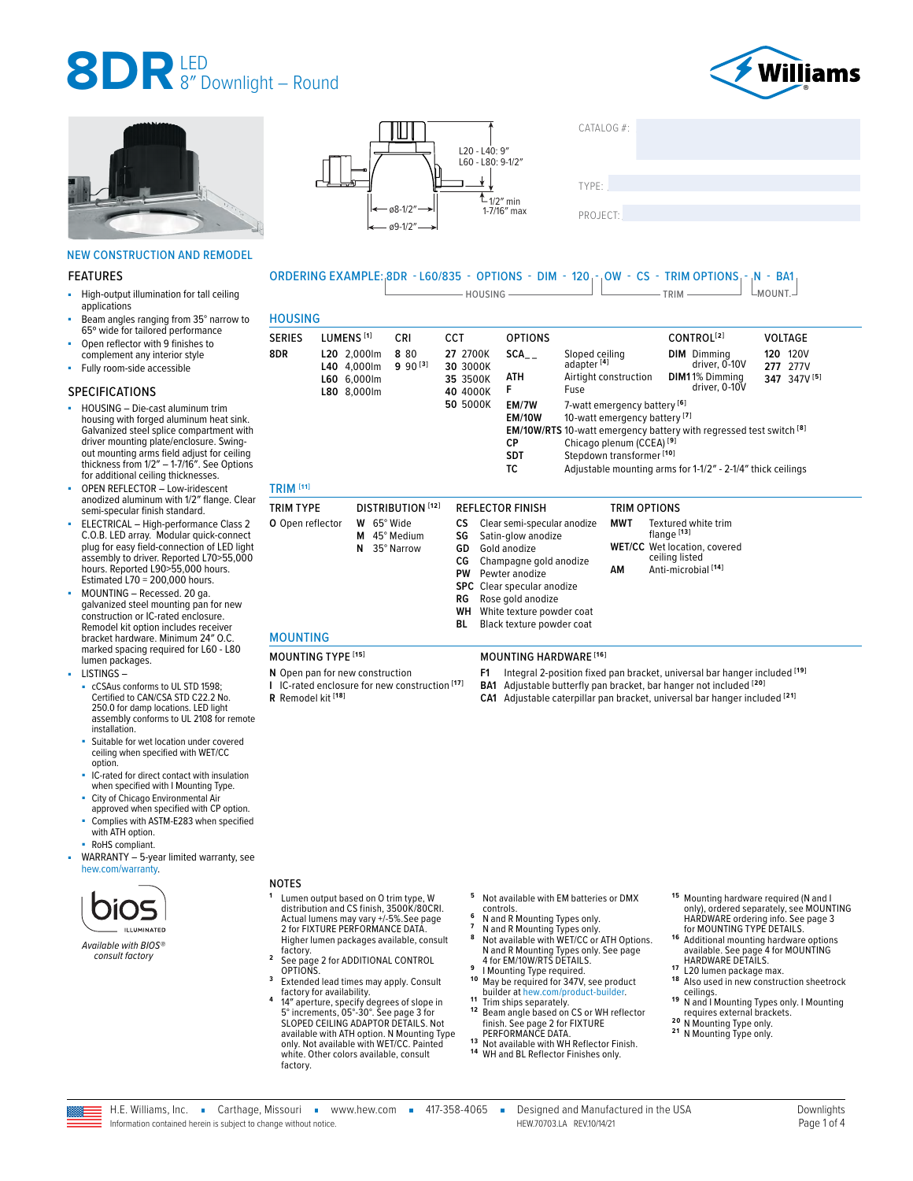# 8DR LED 8" Downlight – Round

L20 - L40: 9"
L60 - L80: 9-1/2"
1/2" min
1-7/16" max
ø8-1/2"
ø9-1/2"

CATALOG #:

TYPE:

PROJECT:

NEW CONSTRUCTION AND REMODEL

## FEATURES

- High-output illumination for tall ceiling applications
- Beam angles ranging from 35° narrow to 65° wide for tailored performance
- Open reflector with 9 finishes to complement any interior style
- Fully room-side accessible

## SPECIFICATIONS

- HOUSING – Die-cast aluminum trim housing with forged aluminum heat sink. Galvanized steel splice compartment with driver mounting plate/enclosure. Swing-out mounting arms field adjust for ceiling thickness from 1/2" – 1-7/16". See Options for additional ceiling thicknesses.
- OPEN REFLECTOR – Low-iridescent anodized aluminum with 1/2" flange. Clear semi-specular finish standard.
- ELECTRICAL – High-performance Class 2 C.O.B. LED array. Modular quick-connect plug for easy field-connection of LED light assembly to driver. Reported L70>55,000 hours. Reported L90>55,000 hours. Estimated L70 = 200,000 hours.
- MOUNTING – Recessed. 20 ga. galvanized steel mounting pan for new construction or IC-rated enclosure. Remodel kit option includes receiver bracket hardware. Minimum 24" O.C. marked spacing required for L60 - L80 lumen packages.
- LISTINGS –
  - cCSAus conforms to UL STD 1598; Certified to CAN/CSA STD C22.2 No. 250.0 for damp locations. LED light assembly conforms to UL 2108 for remote installation.
  - Suitable for wet location under covered ceiling when specified with WET/CC option.
  - IC-rated for direct contact with insulation when specified with I Mounting Type.
  - City of Chicago Environmental Air approved when specified with CP option.
  - Complies with ASTM-E283 when specified with ATH option.
  - RoHS compliant.
- WARRANTY – 5-year limited warranty, see hew.com/warranty.

bios ILLUMINATED

*Available with BIOS® consult factory*

ORDERING EXAMPLE: 8DR - L60/835 - OPTIONS - DIM - 120 - OW - CS - TRIM OPTIONS - N - BA1
(HOUSING: 8DR – 120; TRIM: OW – TRIM OPTIONS; MOUNT.: N – BA1)

## HOUSING

| SERIES | LUMENS [1] | CRI | CCT | OPTIONS | | CONTROL[2] | VOLTAGE |
|---|---|---|---|---|---|---|---|
| 8DR | L20 2,000lm | 8 80 | 27 2700K | SCA_ _ | Sloped ceiling adapter [4] | DIM Dimming driver, 0-10V | 120 120V |
| | L40 4,000lm | 9 90 [3] | 30 3000K | ATH | Airtight construction | DIM1 1% Dimming driver, 0-10V | 277 277V |
| | L60 6,000lm | | 35 3500K | F | Fuse | | 347 347V [5] |
| | L80 8,000lm | | 40 4000K | EM/7W | 7-watt emergency battery [6] | | |
| | | | 50 5000K | EM/10W | 10-watt emergency battery [7] | | |
| | | | | EM/10W/RTS | 10-watt emergency battery with regressed test switch [8] | | |
| | | | | CP | Chicago plenum (CCEA) [9] | | |
| | | | | SDT | Stepdown transformer [10] | | |
| | | | | TC | Adjustable mounting arms for 1-1/2" - 2-1/4" thick ceilings | | |

## TRIM [11]

| TRIM TYPE | DISTRIBUTION [12] | REFLECTOR FINISH | | TRIM OPTIONS | |
|---|---|---|---|---|---|
| O Open reflector | W 65° Wide | CS | Clear semi-specular anodize | MWT | Textured white trim flange [13] |
| | M 45° Medium | SG | Satin-glow anodize | WET/CC | Wet location, covered ceiling listed |
| | N 35° Narrow | GD | Gold anodize | AM | Anti-microbial [14] |
| | | CG | Champagne gold anodize | | |
| | | PW | Pewter anodize | | |
| | | SPC | Clear specular anodize | | |
| | | RG | Rose gold anodize | | |
| | | WH | White texture powder coat | | |
| | | BL | Black texture powder coat | | |

## MOUNTING

| MOUNTING TYPE [15] | MOUNTING HARDWARE [16] |
|---|---|
| N Open pan for new construction | F1 Integral 2-position fixed pan bracket, universal bar hanger included [19] |
| I IC-rated enclosure for new construction [17] | BA1 Adjustable butterfly pan bracket, bar hanger not included [20] |
| R Remodel kit [18] | CA1 Adjustable caterpillar pan bracket, universal bar hanger included [21] |

## NOTES

1. Lumen output based on O trim type, W distribution and CS finish, 3500K/80CRI. Actual lumens may vary +/-5%. See page 2 for FIXTURE PERFORMANCE DATA. Higher lumen packages available, consult factory.
2. See page 2 for ADDITIONAL CONTROL OPTIONS.
3. Extended lead times may apply. Consult factory for availability.
4. 14" aperture, specify degrees of slope in 5° increments, 05°-30°. See page 3 for SLOPED CEILING ADAPTOR DETAILS. Not available with ATH option. N Mounting Type only. Not available with WET/CC. Painted white. Other colors available, consult factory.
5. Not available with EM batteries or DMX controls.
6. N and R Mounting Types only.
7. N and R Mounting Types only.
8. Not available with WET/CC or ATH Options. N and R Mounting Types only. See page 4 for EM/10W/RTS DETAILS.
9. I Mounting Type required.
10. May be required for 347V, see product builder at hew.com/product-builder.
11. Trim ships separately.
12. Beam angle based on CS or WH reflector finish. See page 2 for FIXTURE PERFORMANCE DATA.
13. Not available with WH Reflector Finish.
14. WH and BL Reflector Finishes only.
15. Mounting hardware required (N and I only), ordered separately, see MOUNTING HARDWARE ordering info. See page 3 for MOUNTING TYPE DETAILS.
16. Additional mounting hardware options available. See page 4 for MOUNTING HARDWARE DETAILS.
17. L20 lumen package max.
18. Also used in new construction sheetrock ceilings.
19. N and I Mounting Types only. I Mounting requires external brackets.
20. N Mounting Type only.
21. N Mounting Type only.

H.E. Williams, Inc. ▪ Carthage, Missouri ▪ www.hew.com ▪ 417-358-4065 ▪ Designed and Manufactured in the USA
Information contained herein is subject to change without notice. HEW.70703.LA REV.10/14/21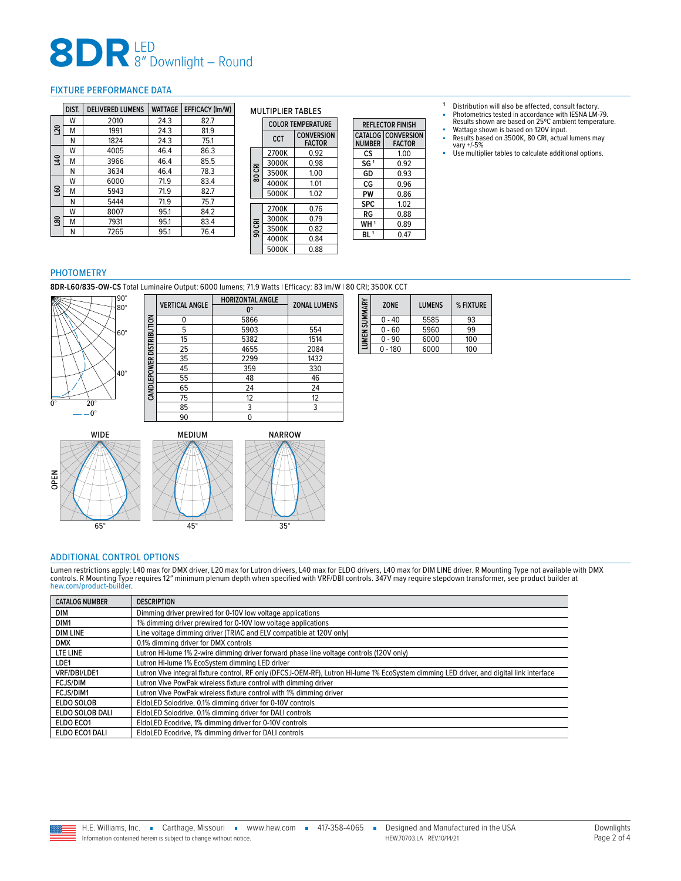# 8DR LED 8" Downlight – Round

## FIXTURE PERFORMANCE DATA

| | DIST. | DELIVERED LUMENS | WATTAGE | EFFICACY (lm/W) |
|---|---|---|---|---|
| L20 | W | 2010 | 24.3 | 82.7 |
| | M | 1991 | 24.3 | 81.9 |
| | N | 1824 | 24.3 | 75.1 |
| L40 | W | 4005 | 46.4 | 86.3 |
| | M | 3966 | 46.4 | 85.5 |
| | N | 3634 | 46.4 | 78.3 |
| L60 | W | 6000 | 71.9 | 83.4 |
| | M | 5943 | 71.9 | 82.7 |
| | N | 5444 | 71.9 | 75.7 |
| L80 | W | 8007 | 95.1 | 84.2 |
| | M | 7931 | 95.1 | 83.4 |
| | N | 7265 | 95.1 | 76.4 |

### MULTIPLIER TABLES

| | COLOR TEMPERATURE | |
|---|---|---|
| | CCT | CONVERSION FACTOR |
| 80 CRI | 2700K | 0.92 |
| | 3000K | 0.98 |
| | 3500K | 1.00 |
| | 4000K | 1.01 |
| | 5000K | 1.02 |
| 90 CRI | 2700K | 0.76 |
| | 3000K | 0.79 |
| | 3500K | 0.82 |
| | 4000K | 0.84 |
| | 5000K | 0.88 |

| REFLECTOR FINISH | |
|---|---|
| CATALOG NUMBER | CONVERSION FACTOR |
| CS | 1.00 |
| SG [1] | 0.92 |
| GD | 0.93 |
| CG | 0.96 |
| PW | 0.86 |
| SPC | 1.02 |
| RG | 0.88 |
| WH [1] | 0.89 |
| BL [1] | 0.47 |

[1] Distribution will also be affected, consult factory.

- Photometrics tested in accordance with IESNA LM-79. Results shown are based on 25ºC ambient temperature.
- Wattage shown is based on 120V input.
- Results based on 3500K, 80 CRI, actual lumens may vary +/-5%
- Use multiplier tables to calculate additional options.

## PHOTOMETRY

**8DR-L60/835-OW-CS** Total Luminaire Output: 6000 lumens; 71.9 Watts | Efficacy: 83 lm/W | 80 CRI; 3500K CCT

— — 0°

| | VERTICAL ANGLE | HORIZONTAL ANGLE 0° | ZONAL LUMENS |
|---|---|---|---|
| CANDLEPOWER DISTRIBUTION | 0 | 5866 | |
| | 5 | 5903 | 554 |
| | 15 | 5382 | 1514 |
| | 25 | 4655 | 2084 |
| | 35 | 2299 | 1432 |
| | 45 | 359 | 330 |
| | 55 | 48 | 46 |
| | 65 | 24 | 24 |
| | 75 | 12 | 12 |
| | 85 | 3 | 3 |
| | 90 | 0 | |

| | ZONE | LUMENS | % FIXTURE |
|---|---|---|---|
| LUMEN SUMMARY | 0 - 40 | 5585 | 93 |
| | 0 - 60 | 5960 | 99 |
| | 0 - 90 | 6000 | 100 |
| | 0 - 180 | 6000 | 100 |

OPEN: WIDE 65° | MEDIUM 45° | NARROW 35°

## ADDITIONAL CONTROL OPTIONS

Lumen restrictions apply: L40 max for DMX driver, L20 max for Lutron drivers, L40 max for ELDO drivers, L40 max for DIM LINE driver. R Mounting Type not available with DMX controls. R Mounting Type requires 12" minimum plenum depth when specified with VRF/DBI controls. 347V may require stepdown transformer, see product builder at hew.com/product-builder.

| CATALOG NUMBER | DESCRIPTION |
|---|---|
| DIM | Dimming driver prewired for 0-10V low voltage applications |
| DIM1 | 1% dimming driver prewired for 0-10V low voltage applications |
| DIM LINE | Line voltage dimming driver (TRIAC and ELV compatible at 120V only) |
| DMX | 0.1% dimming driver for DMX controls |
| LTE LINE | Lutron Hi-lume 1% 2-wire dimming driver forward phase line voltage controls (120V only) |
| LDE1 | Lutron Hi-lume 1% EcoSystem dimming LED driver |
| VRF/DBI/LDE1 | Lutron Vive integral fixture control, RF only (DFCSJ-OEM-RF), Lutron Hi-lume 1% EcoSystem dimming LED driver, and digital link interface |
| FCJS/DIM | Lutron Vive PowPak wireless fixture control with dimming driver |
| FCJS/DIM1 | Lutron Vive PowPak wireless fixture control with 1% dimming driver |
| ELDO SOLOB | EldoLED Solodrive, 0.1% dimming driver for 0-10V controls |
| ELDO SOLOB DALI | EldoLED Solodrive, 0.1% dimming driver for DALI controls |
| ELDO ECO1 | EldoLED Ecodrive, 1% dimming driver for 0-10V controls |
| ELDO ECO1 DALI | EldoLED Ecodrive, 1% dimming driver for DALI controls |

H.E. Williams, Inc. ▪ Carthage, Missouri ▪ www.hew.com ▪ 417-358-4065 ▪ Designed and Manufactured in the USA
Information contained herein is subject to change without notice. HEW.70703.LA REV.10/14/21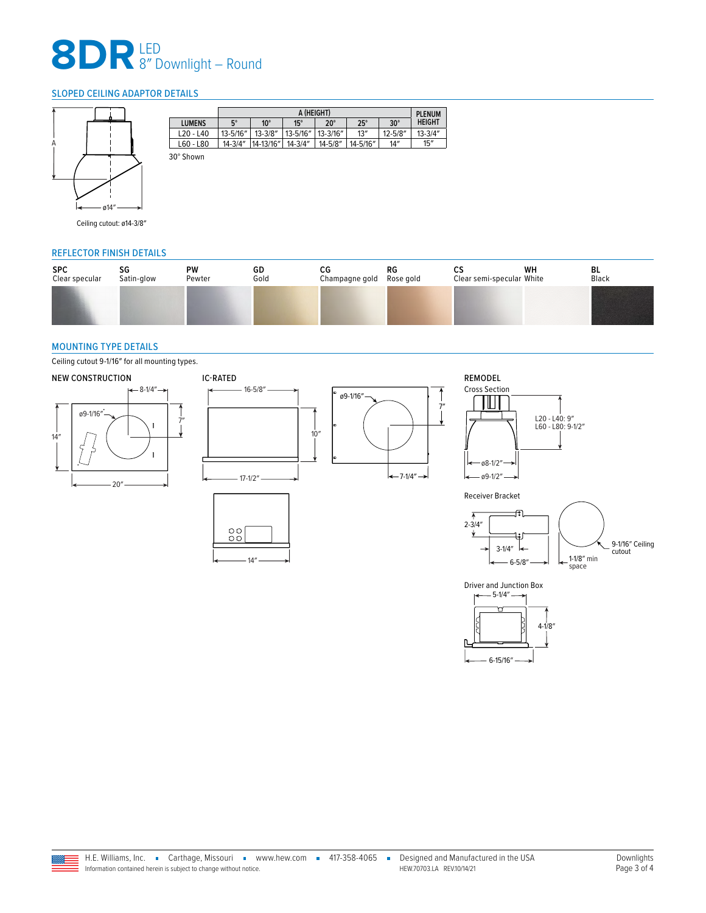# 8DR LED 8″ Downlight – Round

## SLOPED CEILING ADAPTOR DETAILS

A

ø14″

Ceiling cutout: ø14-3/8″

| LUMENS | A (HEIGHT) 5° | 10° | 15° | 20° | 25° | 30° | PLENUM HEIGHT |
|---|---|---|---|---|---|---|---|
| L20 - L40 | 13-5/16″ | 13-3/8″ | 13-5/16″ | 13-3/16″ | 13″ | 12-5/8″ | 13-3/4″ |
| L60 - L80 | 14-3/4″ | 14-13/16″ | 14-3/4″ | 14-5/8″ | 14-5/16″ | 14″ | 15″ |

30° Shown

## REFLECTOR FINISH DETAILS

| SPC | SG | PW | GD | CG | RG | CS | WH | BL |
|---|---|---|---|---|---|---|---|---|
| Clear specular | Satin-glow | Pewter | Gold | Champagne gold | Rose gold | Clear semi-specular | White | Black |

## MOUNTING TYPE DETAILS

Ceiling cutout 9-1/16″ for all mounting types.

### NEW CONSTRUCTION

8-1/4″, ø9-1/16″, 7″, 14″, 20″

### IC-RATED

16-5/8″, 10″, 17-1/2″, 14″, ø9-1/16″, 7″, 7-1/4″

### REMODEL

Cross Section

L20 - L40: 9″
L60 - L80: 9-1/2″

ø8-1/2″, ø9-1/2″

Receiver Bracket

2-3/4″, 3-1/4″, 6-5/8″

1-1/8″ min space

9-1/16″ Ceiling cutout

Driver and Junction Box

5-1/4″, 4-1/8″, 6-15/16″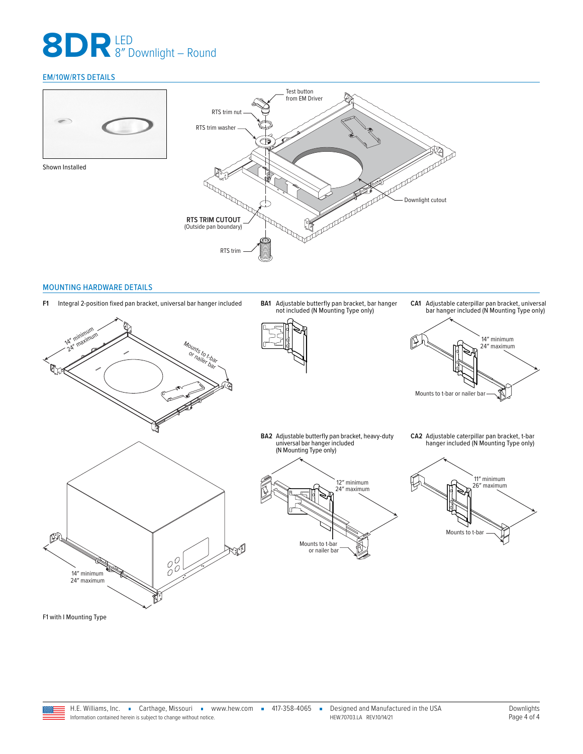# 8DR LED 8" Downlight – Round

## EM/10W/RTS DETAILS

Shown Installed

Test button from EM Driver

RTS trim nut

RTS trim washer

Downlight cutout

**RTS TRIM CUTOUT**
(Outside pan boundary)

RTS trim

## MOUNTING HARDWARE DETAILS

**F1** Integral 2-position fixed pan bracket, universal bar hanger included

14" minimum
24" maximum

Mounts to t-bar or nailer bar

14" minimum
24" maximum

F1 with I Mounting Type

**BA1** Adjustable butterfly pan bracket, bar hanger not included (N Mounting Type only)

**CA1** Adjustable caterpillar pan bracket, universal bar hanger included (N Mounting Type only)

14" minimum
24" maximum

Mounts to t-bar or nailer bar

**BA2** Adjustable butterfly pan bracket, heavy-duty universal bar hanger included (N Mounting Type only)

12" minimum
24" maximum

Mounts to t-bar or nailer bar

**CA2** Adjustable caterpillar pan bracket, t-bar hanger included (N Mounting Type only)

11" minimum
26" maximum

Mounts to t-bar

H.E. Williams, Inc. ▪ Carthage, Missouri ▪ www.hew.com ▪ 417-358-4065 ▪ Designed and Manufactured in the USA
Information contained herein is subject to change without notice. HEW.70703.LA REV.10/14/21